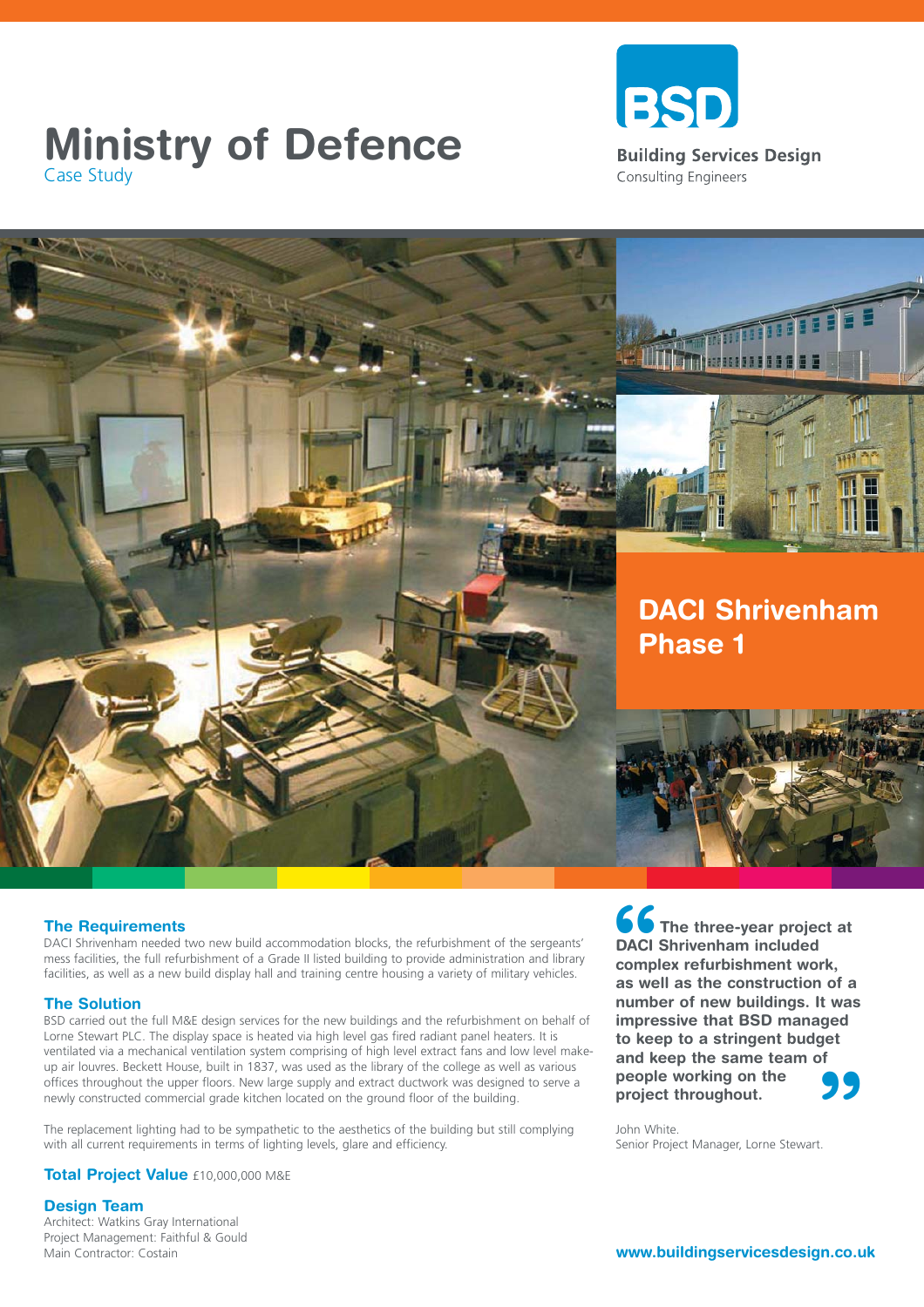# Ministry of Defence

Case Study

**BSD**

**Building Services Design**
Consulting Engineers

## DACI Shrivenham Phase 1

### The Requirements

DACI Shrivenham needed two new build accommodation blocks, the refurbishment of the sergeants' mess facilities, the full refurbishment of a Grade II listed building to provide administration and library facilities, as well as a new build display hall and training centre housing a variety of military vehicles.

### The Solution

BSD carried out the full M&E design services for the new buildings and the refurbishment on behalf of Lorne Stewart PLC. The display space is heated via high level gas fired radiant panel heaters. It is ventilated via a mechanical ventilation system comprising of high level extract fans and low level make-up air louvres. Beckett House, built in 1837, was used as the library of the college as well as various offices throughout the upper floors. New large supply and extract ductwork was designed to serve a newly constructed commercial grade kitchen located on the ground floor of the building.

The replacement lighting had to be sympathetic to the aesthetics of the building but still complying with all current requirements in terms of lighting levels, glare and efficiency.

**Total Project Value** £10,000,000 M&E

### Design Team

Architect: Watkins Gray International
Project Management: Faithful & Gould
Main Contractor: Costain

> **"The three-year project at DACI Shrivenham included complex refurbishment work, as well as the construction of a number of new buildings. It was impressive that BSD managed to keep to a stringent budget and keep the same team of people working on the project throughout."**

John White.
Senior Project Manager, Lorne Stewart.

**www.buildingservicesdesign.co.uk**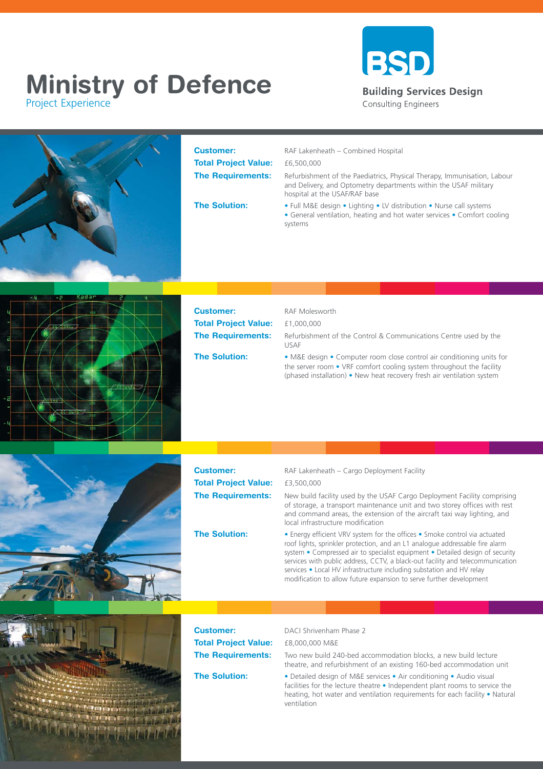# Ministry of Defence

Project Experience

**Building Services Design**
Consulting Engineers

**Customer:** RAF Lakenheath – Combined Hospital

**Total Project Value:** £6,500,000

**The Requirements:** Refurbishment of the Paediatrics, Physical Therapy, Immunisation, Labour and Delivery, and Optometry departments within the USAF military hospital at the USAF/RAF base

**The Solution:** • Full M&E design • Lighting • LV distribution • Nurse call systems • General ventilation, heating and hot water services • Comfort cooling systems

**Customer:** RAF Molesworth

**Total Project Value:** £1,000,000

**The Requirements:** Refurbishment of the Control & Communications Centre used by the USAF

**The Solution:** • M&E design • Computer room close control air conditioning units for the server room • VRF comfort cooling system throughout the facility (phased installation) • New heat recovery fresh air ventilation system

**Customer:** RAF Lakenheath – Cargo Deployment Facility

**Total Project Value:** £3,500,000

**The Requirements:** New build facility used by the USAF Cargo Deployment Facility comprising of storage, a transport maintenance unit and two storey offices with rest and command areas, the extension of the aircraft taxi way lighting, and local infrastructure modification

**The Solution:** • Energy efficient VRV system for the offices • Smoke control via actuated roof lights, sprinkler protection, and an L1 analogue addressable fire alarm system • Compressed air to specialist equipment • Detailed design of security services with public address, CCTV, a black-out facility and telecommunication services • Local HV infrastructure including substation and HV relay modification to allow future expansion to serve further development

**Customer:** DACI Shrivenham Phase 2

**Total Project Value:** £8,000,000 M&E

**The Requirements:** Two new build 240-bed accommodation blocks, a new build lecture theatre, and refurbishment of an existing 160-bed accommodation unit

**The Solution:** • Detailed design of M&E services • Air conditioning • Audio visual facilities for the lecture theatre • Independent plant rooms to service the heating, hot water and ventilation requirements for each facility • Natural ventilation